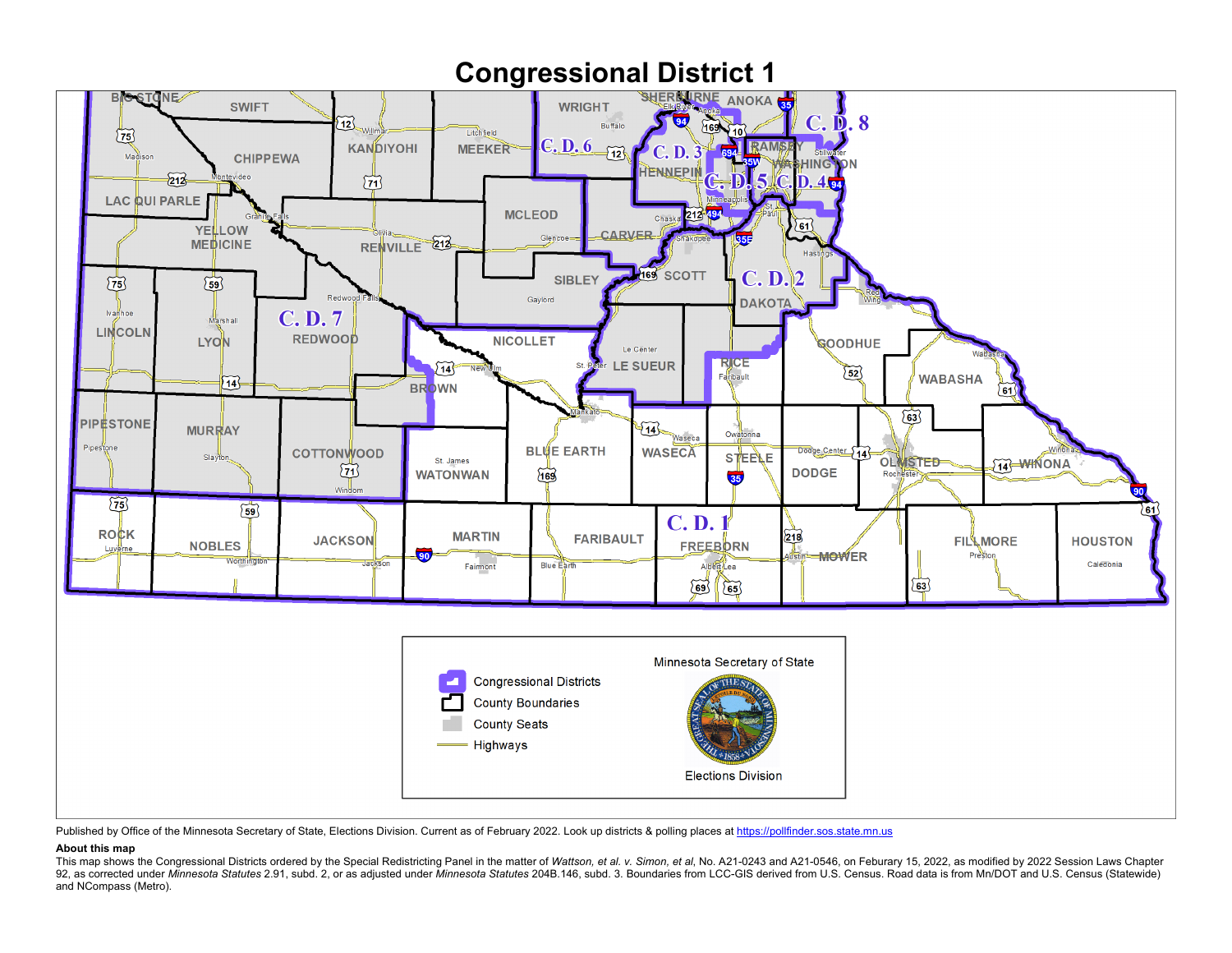# Congressional District 1

Congressional Districts

County Boundaries

County Seats

Highways

Minnesota Secretary of State

Elections Division

Published by Office of the Minnesota Secretary of State, Elections Division. Current as of February 2022. Look up districts & polling places at https://pollfinder.sos.state.mn.us

**About this map**

This map shows the Congressional Districts ordered by the Special Redistricting Panel in the matter of *Wattson, et al. v. Simon, et al*, No. A21-0243 and A21-0546, on Feburary 15, 2022, as modified by 2022 Session Laws Chapter 92, as corrected under *Minnesota Statutes* 2.91, subd. 2, or as adjusted under *Minnesota Statutes* 204B.146, subd. 3. Boundaries from LCC-GIS derived from U.S. Census. Road data is from Mn/DOT and U.S. Census (Statewide) and NCompass (Metro).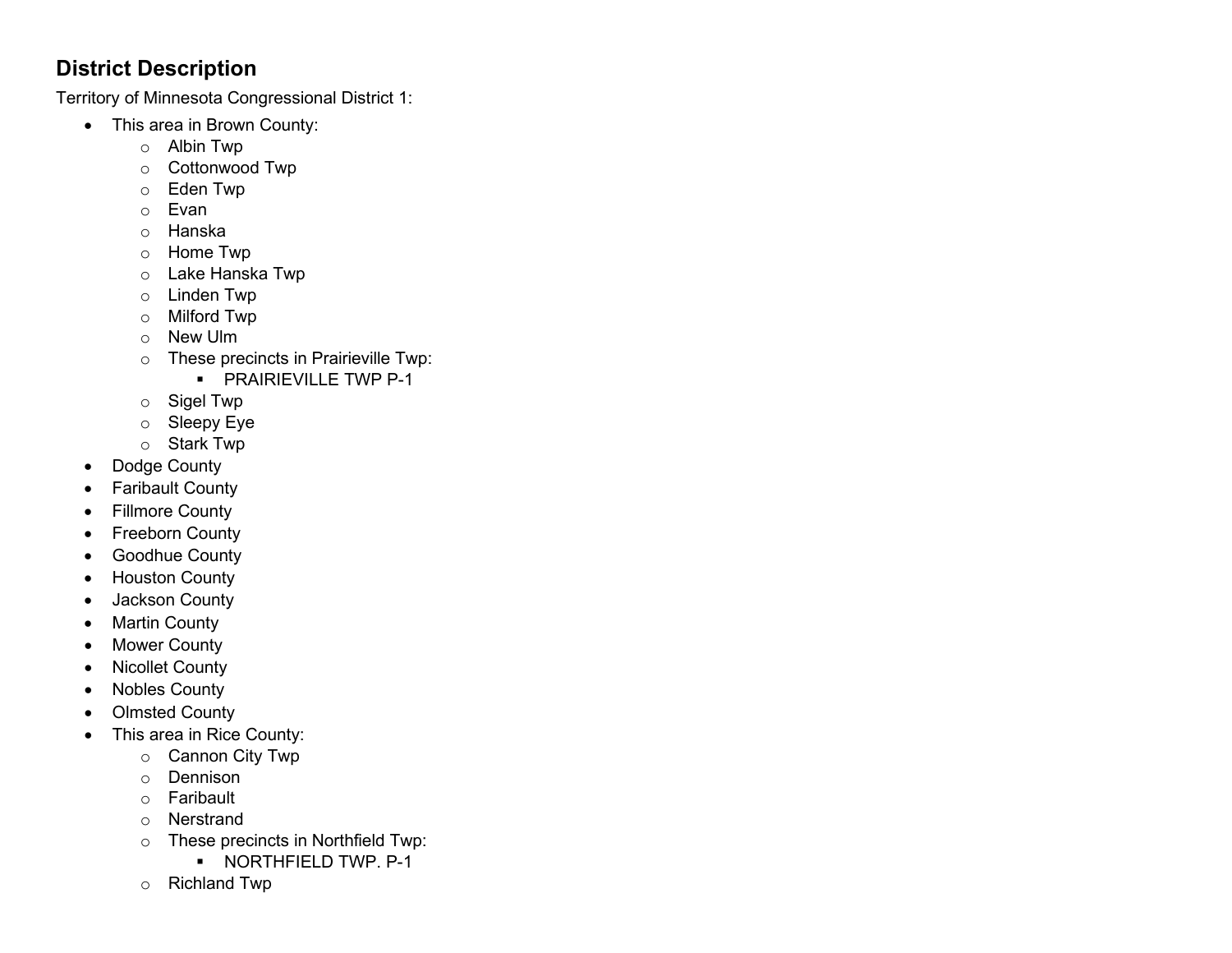## District Description

Territory of Minnesota Congressional District 1:

- This area in Brown County:
  - Albin Twp
  - Cottonwood Twp
  - Eden Twp
  - Evan
  - Hanska
  - Home Twp
  - Lake Hanska Twp
  - Linden Twp
  - Milford Twp
  - New Ulm
  - These precincts in Prairieville Twp:
    - PRAIRIEVILLE TWP P-1
  - Sigel Twp
  - Sleepy Eye
  - Stark Twp
- Dodge County
- Faribault County
- Fillmore County
- Freeborn County
- Goodhue County
- Houston County
- Jackson County
- Martin County
- Mower County
- Nicollet County
- Nobles County
- Olmsted County
- This area in Rice County:
  - Cannon City Twp
  - Dennison
  - Faribault
  - Nerstrand
  - These precincts in Northfield Twp:
    - NORTHFIELD TWP. P-1
  - Richland Twp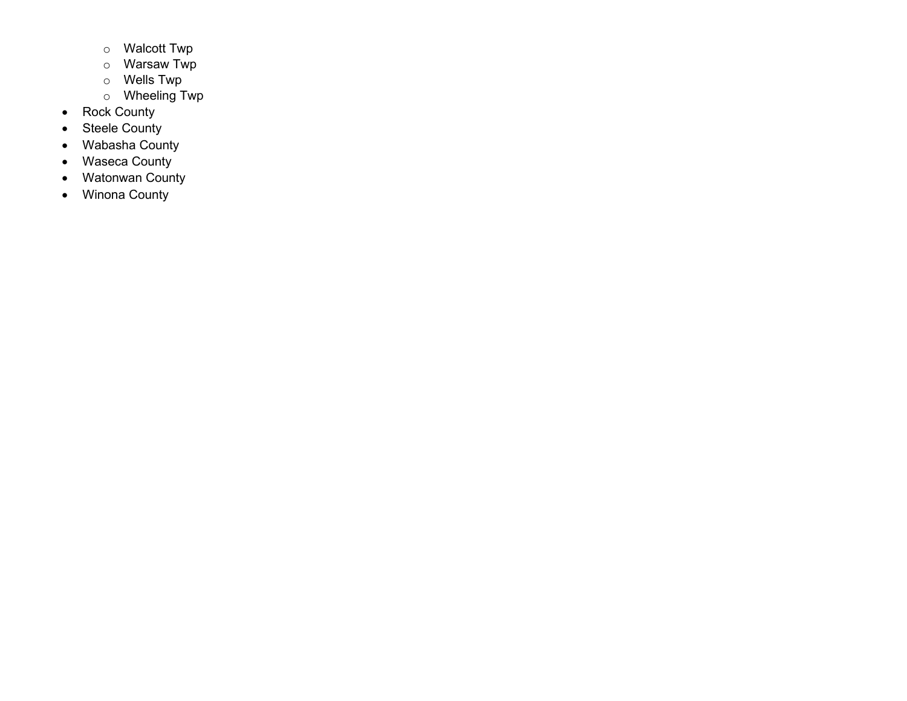- Walcott Twp
  - Warsaw Twp
  - Wells Twp
  - Wheeling Twp
- Rock County
- Steele County
- Wabasha County
- Waseca County
- Watonwan County
- Winona County